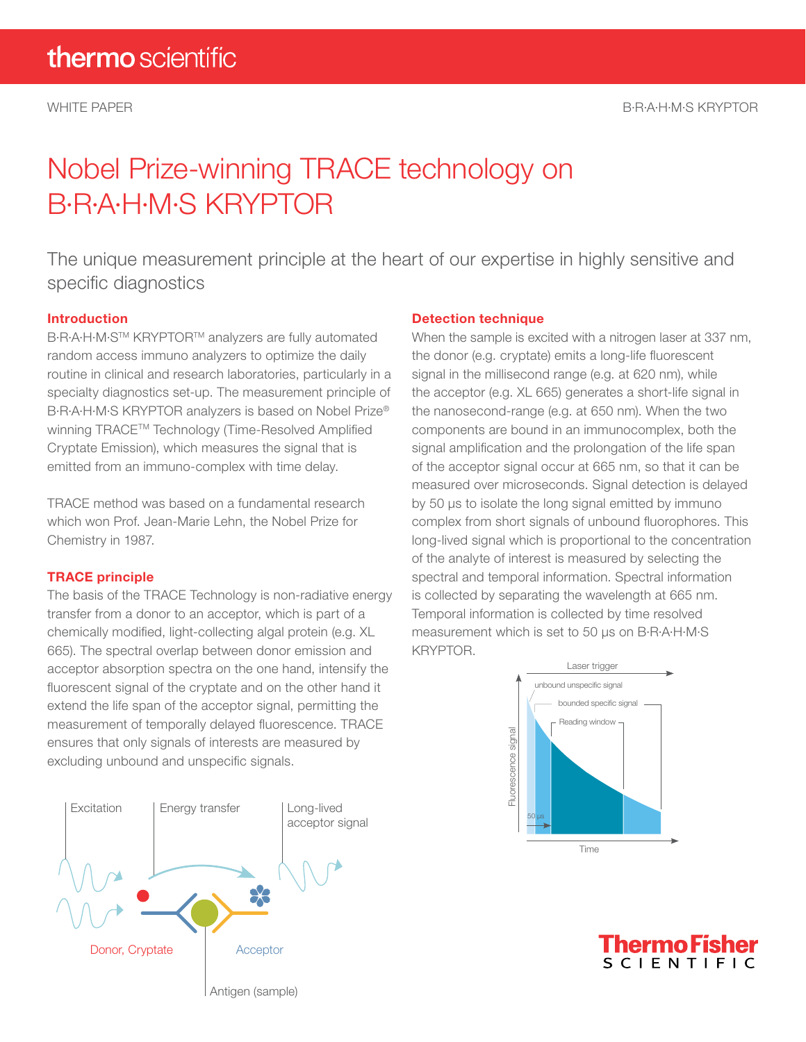WHITE PAPER

B·R·A·H·M·S KRYPTOR

# Nobel Prize-winning TRACE technology on B·R·A·H·M·S KRYPTOR

The unique measurement principle at the heart of our expertise in highly sensitive and specific diagnostics

## Introduction

B·R·A·H·M·S™ KRYPTOR™ analyzers are fully automated random access immuno analyzers to optimize the daily routine in clinical and research laboratories, particularly in a specialty diagnostics set-up. The measurement principle of B·R·A·H·M·S KRYPTOR analyzers is based on Nobel Prize® winning TRACE™ Technology (Time-Resolved Amplified Cryptate Emission), which measures the signal that is emitted from an immuno-complex with time delay.

TRACE method was based on a fundamental research which won Prof. Jean-Marie Lehn, the Nobel Prize for Chemistry in 1987.

## TRACE principle

The basis of the TRACE Technology is non-radiative energy transfer from a donor to an acceptor, which is part of a chemically modified, light-collecting algal protein (e.g. XL 665). The spectral overlap between donor emission and acceptor absorption spectra on the one hand, intensify the fluorescent signal of the cryptate and on the other hand it extend the life span of the acceptor signal, permitting the measurement of temporally delayed fluorescence. TRACE ensures that only signals of interests are measured by excluding unbound and unspecific signals.

Excitation | Energy transfer | Long-lived acceptor signal

Donor, Cryptate | Acceptor | Antigen (sample)

## Detection technique

When the sample is excited with a nitrogen laser at 337 nm, the donor (e.g. cryptate) emits a long-life fluorescent signal in the millisecond range (e.g. at 620 nm), while the acceptor (e.g. XL 665) generates a short-life signal in the nanosecond-range (e.g. at 650 nm). When the two components are bound in an immunocomplex, both the signal amplification and the prolongation of the life span of the acceptor signal occur at 665 nm, so that it can be measured over microseconds. Signal detection is delayed by 50 µs to isolate the long signal emitted by immuno complex from short signals of unbound fluorophores. This long-lived signal which is proportional to the concentration of the analyte of interest is measured by selecting the spectral and temporal information. Spectral information is collected by separating the wavelength at 665 nm. Temporal information is collected by time resolved measurement which is set to 50 µs on B·R·A·H·M·S KRYPTOR.

Laser trigger; unbound unspecific signal; bounded specific signal; Reading window; Fluorescence signal; 50 µs; Time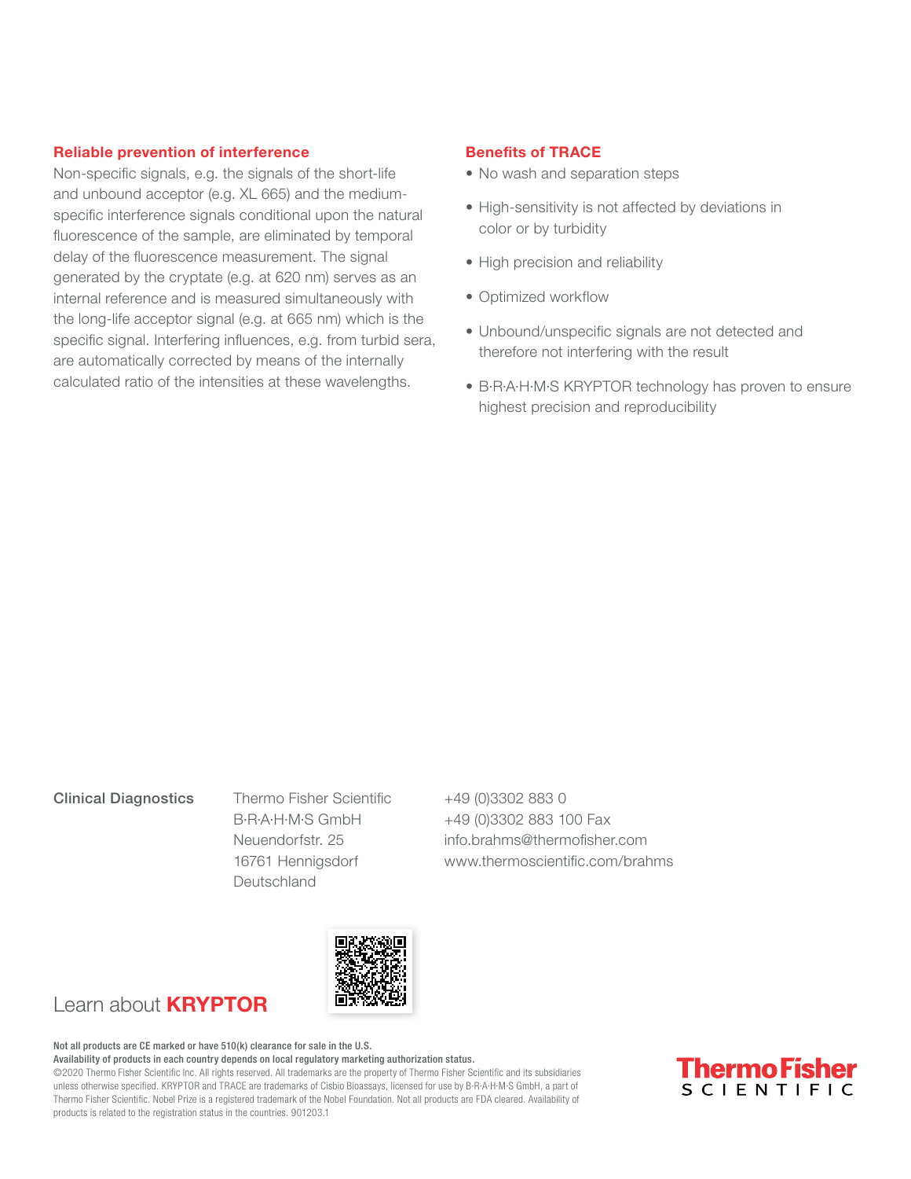## Reliable prevention of interference

Non-specific signals, e.g. the signals of the short-life and unbound acceptor (e.g. XL 665) and the medium-specific interference signals conditional upon the natural fluorescence of the sample, are eliminated by temporal delay of the fluorescence measurement. The signal generated by the cryptate (e.g. at 620 nm) serves as an internal reference and is measured simultaneously with the long-life acceptor signal (e.g. at 665 nm) which is the specific signal. Interfering influences, e.g. from turbid sera, are automatically corrected by means of the internally calculated ratio of the intensities at these wavelengths.

## Benefits of TRACE

- No wash and separation steps
- High-sensitivity is not affected by deviations in color or by turbidity
- High precision and reliability
- Optimized workflow
- Unbound/unspecific signals are not detected and therefore not interfering with the result
- B·R·A·H·M·S KRYPTOR technology has proven to ensure highest precision and reproducibility

**Clinical Diagnostics**

Thermo Fisher Scientific
B·R·A·H·M·S GmbH
Neuendorfstr. 25
16761 Hennigsdorf
Deutschland

+49 (0)3302 883 0
+49 (0)3302 883 100 Fax
info.brahms@thermofisher.com
www.thermoscientific.com/brahms

Learn about **KRYPTOR**

**Not all products are CE marked or have 510(k) clearance for sale in the U.S.**
**Availability of products in each country depends on local regulatory marketing authorization status.**
©2020 Thermo Fisher Scientific Inc. All rights reserved. All trademarks are the property of Thermo Fisher Scientific and its subsidiaries unless otherwise specified. KRYPTOR and TRACE are trademarks of Cisbio Bioassays, licensed for use by B·R·A·H·M·S GmbH, a part of Thermo Fisher Scientific. Nobel Prize is a registered trademark of the Nobel Foundation. Not all products are FDA cleared. Availability of products is related to the registration status in the countries. 901203.1

Thermo Fisher SCIENTIFIC